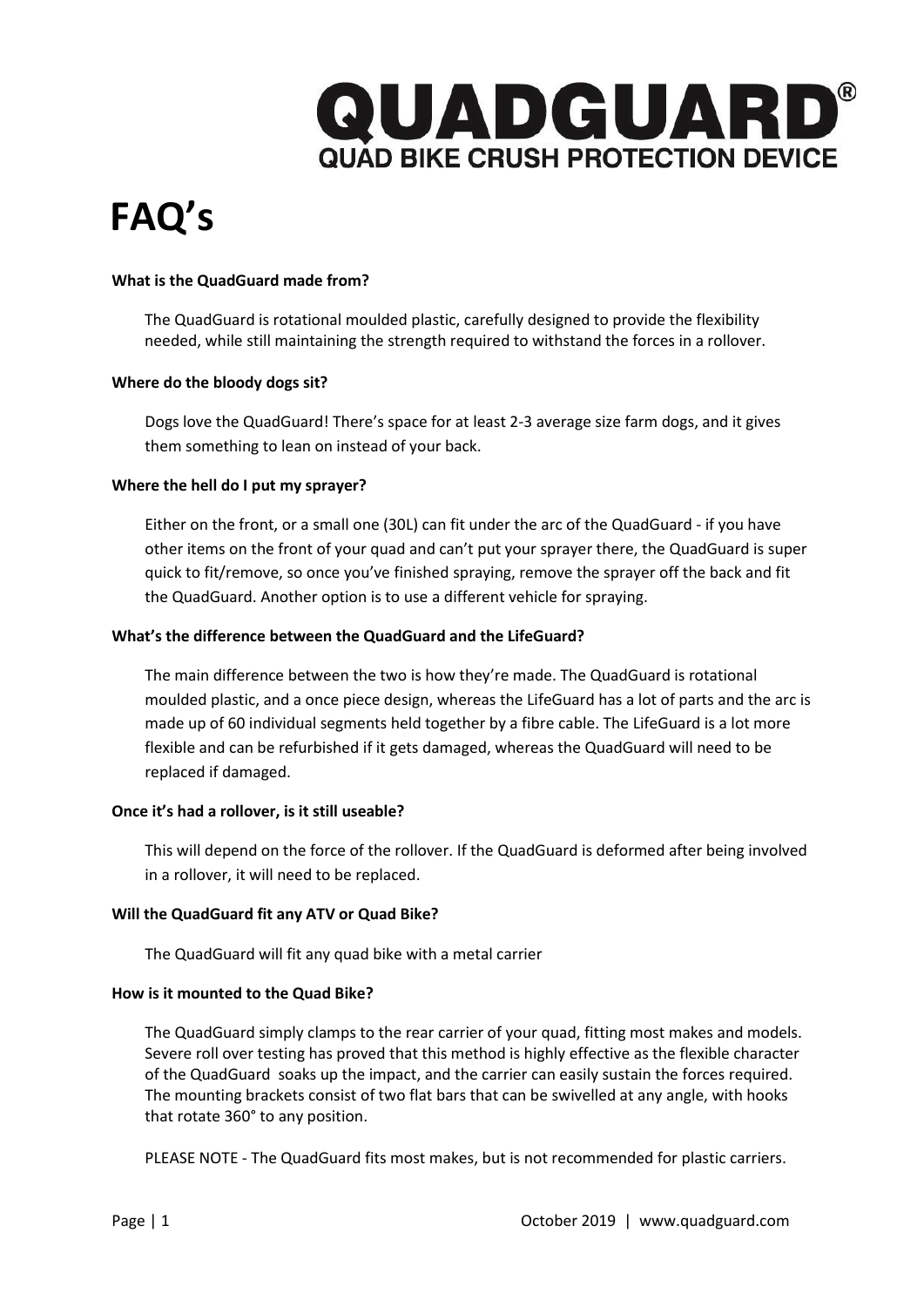# QUADGUARD®

## QUAD BIKE CRUSH PROTECTION DEVICE

# FAQ's

**What is the QuadGuard made from?**

The QuadGuard is rotational moulded plastic, carefully designed to provide the flexibility needed, while still maintaining the strength required to withstand the forces in a rollover.

**Where do the bloody dogs sit?**

Dogs love the QuadGuard! There's space for at least 2-3 average size farm dogs, and it gives them something to lean on instead of your back.

**Where the hell do I put my sprayer?**

Either on the front, or a small one (30L) can fit under the arc of the QuadGuard - if you have other items on the front of your quad and can't put your sprayer there, the QuadGuard is super quick to fit/remove, so once you've finished spraying, remove the sprayer off the back and fit the QuadGuard. Another option is to use a different vehicle for spraying.

**What's the difference between the QuadGuard and the LifeGuard?**

The main difference between the two is how they're made. The QuadGuard is rotational moulded plastic, and a once piece design, whereas the LifeGuard has a lot of parts and the arc is made up of 60 individual segments held together by a fibre cable. The LifeGuard is a lot more flexible and can be refurbished if it gets damaged, whereas the QuadGuard will need to be replaced if damaged.

**Once it's had a rollover, is it still useable?**

This will depend on the force of the rollover. If the QuadGuard is deformed after being involved in a rollover, it will need to be replaced.

**Will the QuadGuard fit any ATV or Quad Bike?**

The QuadGuard will fit any quad bike with a metal carrier

**How is it mounted to the Quad Bike?**

The QuadGuard simply clamps to the rear carrier of your quad, fitting most makes and models. Severe roll over testing has proved that this method is highly effective as the flexible character of the QuadGuard soaks up the impact, and the carrier can easily sustain the forces required. The mounting brackets consist of two flat bars that can be swivelled at any angle, with hooks that rotate 360° to any position.

PLEASE NOTE - The QuadGuard fits most makes, but is not recommended for plastic carriers.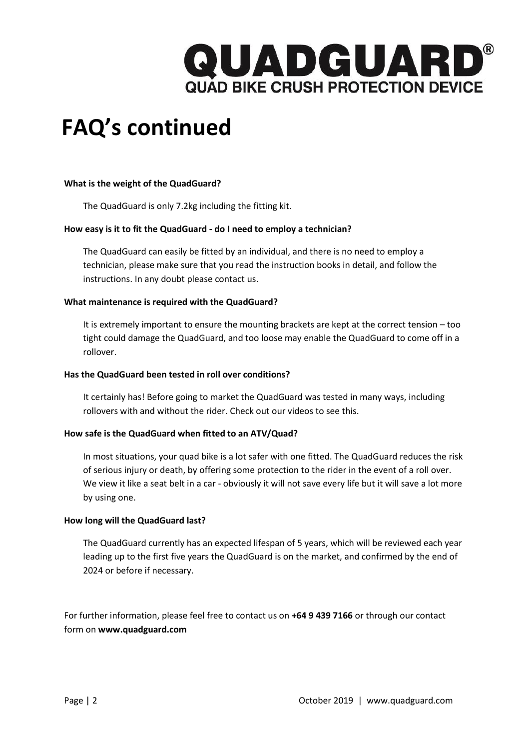# QUADGUARD®

**QUAD BIKE CRUSH PROTECTION DEVICE**

# FAQ's continued

**What is the weight of the QuadGuard?**

The QuadGuard is only 7.2kg including the fitting kit.

**How easy is it to fit the QuadGuard - do I need to employ a technician?**

The QuadGuard can easily be fitted by an individual, and there is no need to employ a technician, please make sure that you read the instruction books in detail, and follow the instructions. In any doubt please contact us.

**What maintenance is required with the QuadGuard?**

It is extremely important to ensure the mounting brackets are kept at the correct tension – too tight could damage the QuadGuard, and too loose may enable the QuadGuard to come off in a rollover.

**Has the QuadGuard been tested in roll over conditions?**

It certainly has! Before going to market the QuadGuard was tested in many ways, including rollovers with and without the rider. Check out our videos to see this.

**How safe is the QuadGuard when fitted to an ATV/Quad?**

In most situations, your quad bike is a lot safer with one fitted. The QuadGuard reduces the risk of serious injury or death, by offering some protection to the rider in the event of a roll over. We view it like a seat belt in a car - obviously it will not save every life but it will save a lot more by using one.

**How long will the QuadGuard last?**

The QuadGuard currently has an expected lifespan of 5 years, which will be reviewed each year leading up to the first five years the QuadGuard is on the market, and confirmed by the end of 2024 or before if necessary.

For further information, please feel free to contact us on **+64 9 439 7166** or through our contact form on **www.quadguard.com**